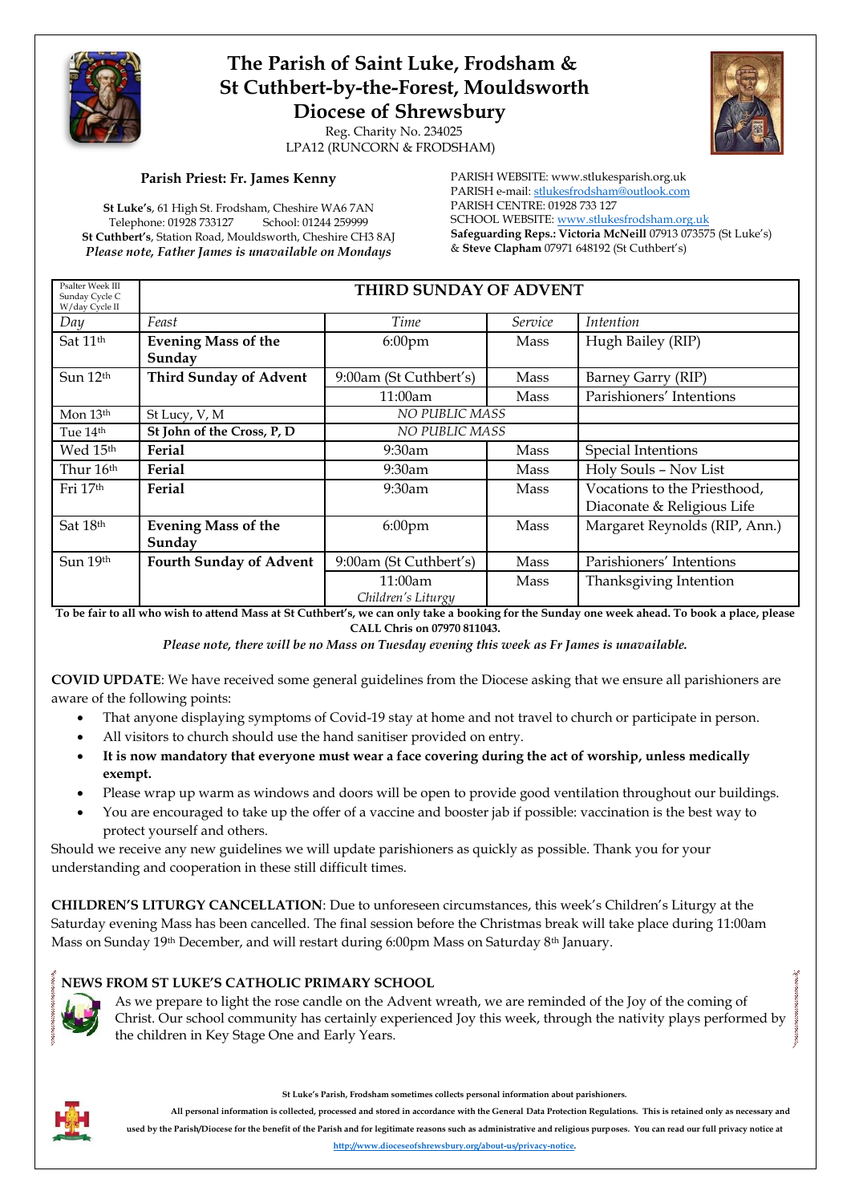# The Parish of Saint Luke, Frodsham & St Cuthbert-by-the-Forest, Mouldsworth
## Diocese of Shrewsbury

Reg. Charity No. 234025
LPA12 (RUNCORN & FRODSHAM)

**Parish Priest: Fr. James Kenny**

**St Luke's**, 61 High St. Frodsham, Cheshire WA6 7AN
Telephone: 01928 733127 School: 01244 259999
**St Cuthbert's**, Station Road, Mouldsworth, Cheshire CH3 8AJ
*Please note, Father James is unavailable on Mondays*

PARISH WEBSITE: www.stlukesparish.org.uk
PARISH e-mail: stlukesfrodsham@outlook.com
PARISH CENTRE: 01928 733 127
SCHOOL WEBSITE: www.stlukesfrodsham.org.uk
**Safeguarding Reps.: Victoria McNeill** 07913 073575 (St Luke's) & **Steve Clapham** 07971 648192 (St Cuthbert's)

| Psalter Week III Sunday Cycle C W/day Cycle II | **THIRD SUNDAY OF ADVENT** | | | |
|---|---|---|---|---|
| *Day* | *Feast* | *Time* | *Service* | *Intention* |
| Sat 11th | **Evening Mass of the Sunday** | 6:00pm | Mass | Hugh Bailey (RIP) |
| Sun 12th | **Third Sunday of Advent** | 9:00am (St Cuthbert's) | Mass | Barney Garry (RIP) |
| | | 11:00am | Mass | Parishioners' Intentions |
| Mon 13th | St Lucy, V, M | *NO PUBLIC MASS* | | |
| Tue 14th | **St John of the Cross, P, D** | *NO PUBLIC MASS* | | |
| Wed 15th | **Ferial** | 9:30am | Mass | Special Intentions |
| Thur 16th | **Ferial** | 9:30am | Mass | Holy Souls – Nov List |
| Fri 17th | **Ferial** | 9:30am | Mass | Vocations to the Priesthood, Diaconate & Religious Life |
| Sat 18th | **Evening Mass of the Sunday** | 6:00pm | Mass | Margaret Reynolds (RIP, Ann.) |
| Sun 19th | **Fourth Sunday of Advent** | 9:00am (St Cuthbert's) | Mass | Parishioners' Intentions |
| | | 11:00am *Children's Liturgy* | Mass | Thanksgiving Intention |

**To be fair to all who wish to attend Mass at St Cuthbert's, we can only take a booking for the Sunday one week ahead. To book a place, please CALL Chris on 07970 811043.**

*Please note, there will be no Mass on Tuesday evening this week as Fr James is unavailable.*

**COVID UPDATE**: We have received some general guidelines from the Diocese asking that we ensure all parishioners are aware of the following points:

- That anyone displaying symptoms of Covid-19 stay at home and not travel to church or participate in person.
- All visitors to church should use the hand sanitiser provided on entry.
- **It is now mandatory that everyone must wear a face covering during the act of worship, unless medically exempt.**
- Please wrap up warm as windows and doors will be open to provide good ventilation throughout our buildings.
- You are encouraged to take up the offer of a vaccine and booster jab if possible: vaccination is the best way to protect yourself and others.

Should we receive any new guidelines we will update parishioners as quickly as possible. Thank you for your understanding and cooperation in these still difficult times.

**CHILDREN'S LITURGY CANCELLATION**: Due to unforeseen circumstances, this week's Children's Liturgy at the Saturday evening Mass has been cancelled. The final session before the Christmas break will take place during 11:00am Mass on Sunday 19th December, and will restart during 6:00pm Mass on Saturday 8th January.

**NEWS FROM ST LUKE'S CATHOLIC PRIMARY SCHOOL**

As we prepare to light the rose candle on the Advent wreath, we are reminded of the Joy of the coming of Christ. Our school community has certainly experienced Joy this week, through the nativity plays performed by the children in Key Stage One and Early Years.

**St Luke's Parish, Frodsham sometimes collects personal information about parishioners.**

**All personal information is collected, processed and stored in accordance with the General Data Protection Regulations. This is retained only as necessary and used by the Parish/Diocese for the benefit of the Parish and for legitimate reasons such as administrative and religious purposes. You can read our full privacy notice at http://www.dioceseofshrewsbury.org/about-us/privacy-notice.**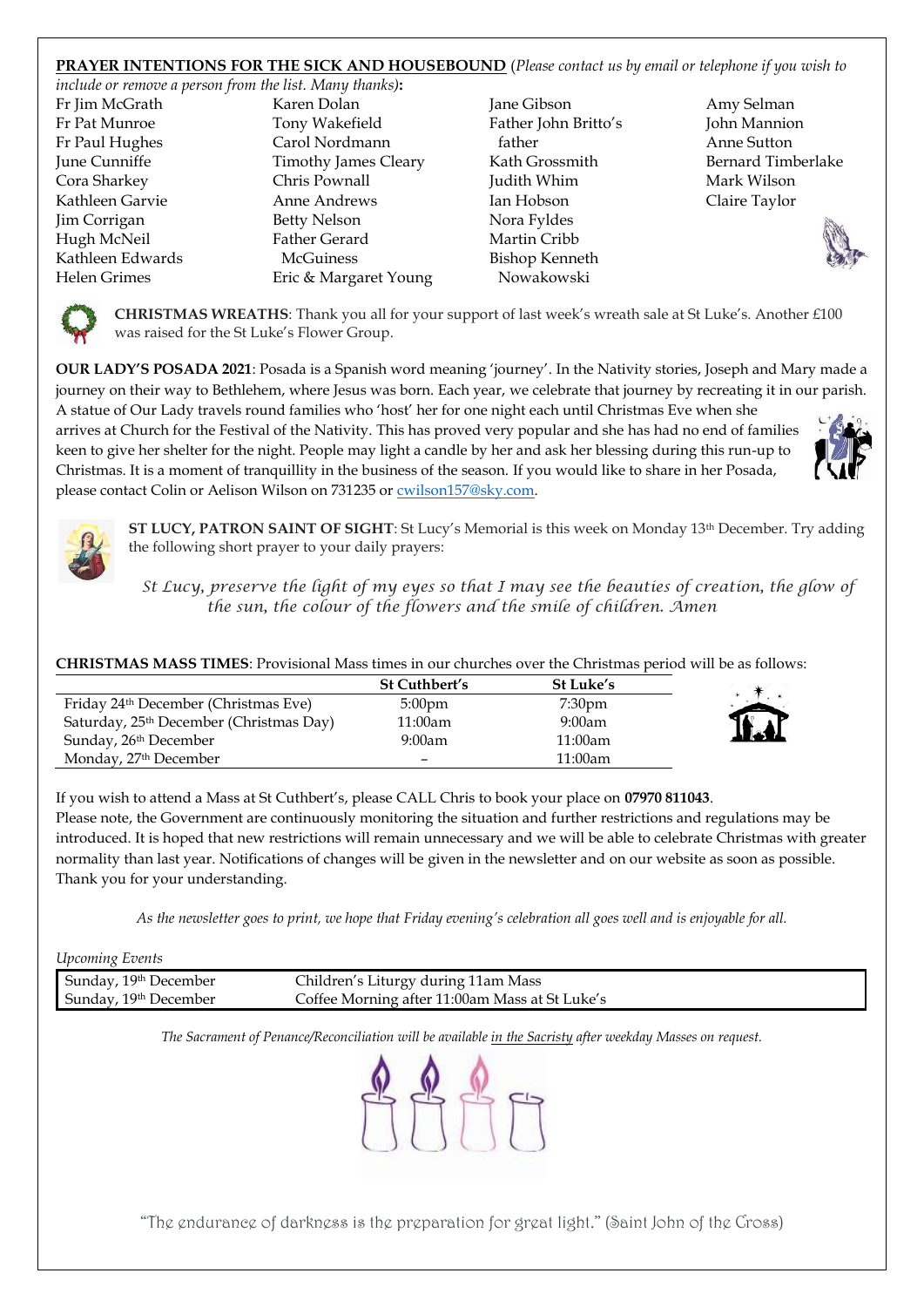**PRAYER INTENTIONS FOR THE SICK AND HOUSEBOUND** (*Please contact us by email or telephone if you wish to include or remove a person from the list. Many thanks*)**:**

Fr Jim McGrath
Fr Pat Munroe
Fr Paul Hughes
June Cunniffe
Cora Sharkey
Kathleen Garvie
Jim Corrigan
Hugh McNeil
Kathleen Edwards
Helen Grimes
Karen Dolan
Tony Wakefield
Carol Nordmann
Timothy James Cleary
Chris Pownall
Anne Andrews
Betty Nelson
Father Gerard McGuiness
Eric & Margaret Young
Jane Gibson
Father John Britto's father
Kath Grossmith
Judith Whim
Ian Hobson
Nora Fyldes
Martin Cribb
Bishop Kenneth Nowakowski
Amy Selman
John Mannion
Anne Sutton
Bernard Timberlake
Mark Wilson
Claire Taylor

**CHRISTMAS WREATHS**: Thank you all for your support of last week's wreath sale at St Luke's. Another £100 was raised for the St Luke's Flower Group.

**OUR LADY'S POSADA 2021**: Posada is a Spanish word meaning 'journey'. In the Nativity stories, Joseph and Mary made a journey on their way to Bethlehem, where Jesus was born. Each year, we celebrate that journey by recreating it in our parish. A statue of Our Lady travels round families who 'host' her for one night each until Christmas Eve when she arrives at Church for the Festival of the Nativity. This has proved very popular and she has had no end of families keen to give her shelter for the night. People may light a candle by her and ask her blessing during this run-up to Christmas. It is a moment of tranquillity in the business of the season. If you would like to share in her Posada, please contact Colin or Aelison Wilson on 731235 or cwilson157@sky.com.

**ST LUCY, PATRON SAINT OF SIGHT**: St Lucy's Memorial is this week on Monday 13th December. Try adding the following short prayer to your daily prayers:

*St Lucy, preserve the light of my eyes so that I may see the beauties of creation, the glow of the sun, the colour of the flowers and the smile of children. Amen*

**CHRISTMAS MASS TIMES**: Provisional Mass times in our churches over the Christmas period will be as follows:

| | St Cuthbert's | St Luke's |
|---|---|---|
| Friday 24th December (Christmas Eve) | 5:00pm | 7:30pm |
| Saturday, 25th December (Christmas Day) | 11:00am | 9:00am |
| Sunday, 26th December | 9:00am | 11:00am |
| Monday, 27th December | – | 11:00am |

If you wish to attend a Mass at St Cuthbert's, please CALL Chris to book your place on **07970 811043**.
Please note, the Government are continuously monitoring the situation and further restrictions and regulations may be introduced. It is hoped that new restrictions will remain unnecessary and we will be able to celebrate Christmas with greater normality than last year. Notifications of changes will be given in the newsletter and on our website as soon as possible. Thank you for your understanding.

*As the newsletter goes to print, we hope that Friday evening's celebration all goes well and is enjoyable for all.*

*Upcoming Events*

| | |
|---|---|
| Sunday, 19th December | Children's Liturgy during 11am Mass |
| Sunday, 19th December | Coffee Morning after 11:00am Mass at St Luke's |

*The Sacrament of Penance/Reconciliation will be available in the Sacristy after weekday Masses on request.*

"The endurance of darkness is the preparation for great light." (Saint John of the Cross)